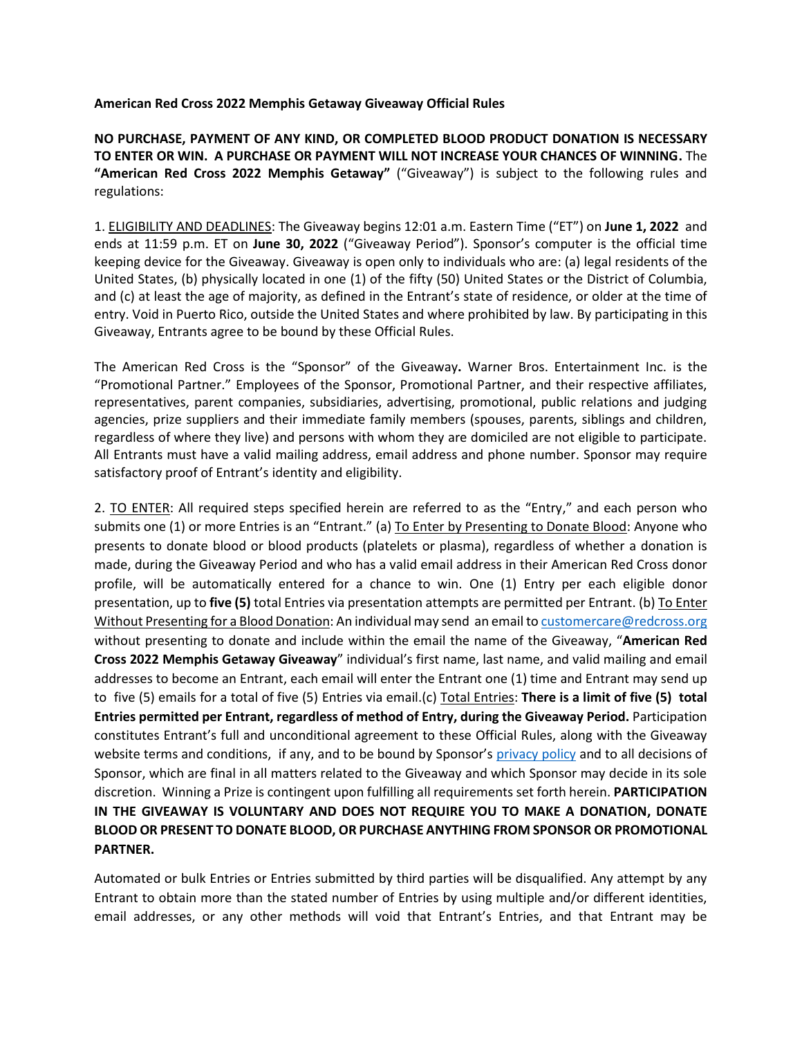**American Red Cross 2022 Memphis Getaway Giveaway Official Rules**

**NO PURCHASE, PAYMENT OF ANY KIND, OR COMPLETED BLOOD PRODUCT DONATION IS NECESSARY TO ENTER OR WIN. A PURCHASE OR PAYMENT WILL NOT INCREASE YOUR CHANCES OF WINNING.** The **"American Red Cross 2022 Memphis Getaway"** ("Giveaway") is subject to the following rules and regulations:

1. ELIGIBILITY AND DEADLINES: The Giveaway begins 12:01 a.m. Eastern Time ("ET") on **June 1, 2022** and ends at 11:59 p.m. ET on **June 30, 2022** ("Giveaway Period"). Sponsor's computer is the official time keeping device for the Giveaway. Giveaway is open only to individuals who are: (a) legal residents of the United States, (b) physically located in one (1) of the fifty (50) United States or the District of Columbia, and (c) at least the age of majority, as defined in the Entrant's state of residence, or older at the time of entry. Void in Puerto Rico, outside the United States and where prohibited by law. By participating in this Giveaway, Entrants agree to be bound by these Official Rules.

The American Red Cross is the "Sponsor" of the Giveaway**.** Warner Bros. Entertainment Inc. is the "Promotional Partner." Employees of the Sponsor, Promotional Partner, and their respective affiliates, representatives, parent companies, subsidiaries, advertising, promotional, public relations and judging agencies, prize suppliers and their immediate family members (spouses, parents, siblings and children, regardless of where they live) and persons with whom they are domiciled are not eligible to participate. All Entrants must have a valid mailing address, email address and phone number. Sponsor may require satisfactory proof of Entrant's identity and eligibility.

2. TO ENTER: All required steps specified herein are referred to as the "Entry," and each person who submits one (1) or more Entries is an "Entrant." (a) To Enter by Presenting to Donate Blood: Anyone who presents to donate blood or blood products (platelets or plasma), regardless of whether a donation is made, during the Giveaway Period and who has a valid email address in their American Red Cross donor profile, will be automatically entered for a chance to win. One (1) Entry per each eligible donor presentation, up to **five (5)** total Entries via presentation attempts are permitted per Entrant. (b) To Enter Without Presenting for a Blood Donation: An individual may send an email to customercare@redcross.org without presenting to donate and include within the email the name of the Giveaway, "**American Red Cross 2022 Memphis Getaway Giveaway**" individual's first name, last name, and valid mailing and email addresses to become an Entrant, each email will enter the Entrant one (1) time and Entrant may send up to five (5) emails for a total of five (5) Entries via email.(c) Total Entries: **There is a limit of five (5) total Entries permitted per Entrant, regardless of method of Entry, during the Giveaway Period.** Participation constitutes Entrant's full and unconditional agreement to these Official Rules, along with the Giveaway website terms and conditions, if any, and to be bound by Sponsor's privacy policy and to all decisions of Sponsor, which are final in all matters related to the Giveaway and which Sponsor may decide in its sole discretion. Winning a Prize is contingent upon fulfilling all requirements set forth herein. **PARTICIPATION IN THE GIVEAWAY IS VOLUNTARY AND DOES NOT REQUIRE YOU TO MAKE A DONATION, DONATE BLOOD OR PRESENT TO DONATE BLOOD, OR PURCHASE ANYTHING FROM SPONSOR OR PROMOTIONAL PARTNER.**

Automated or bulk Entries or Entries submitted by third parties will be disqualified. Any attempt by any Entrant to obtain more than the stated number of Entries by using multiple and/or different identities, email addresses, or any other methods will void that Entrant's Entries, and that Entrant may be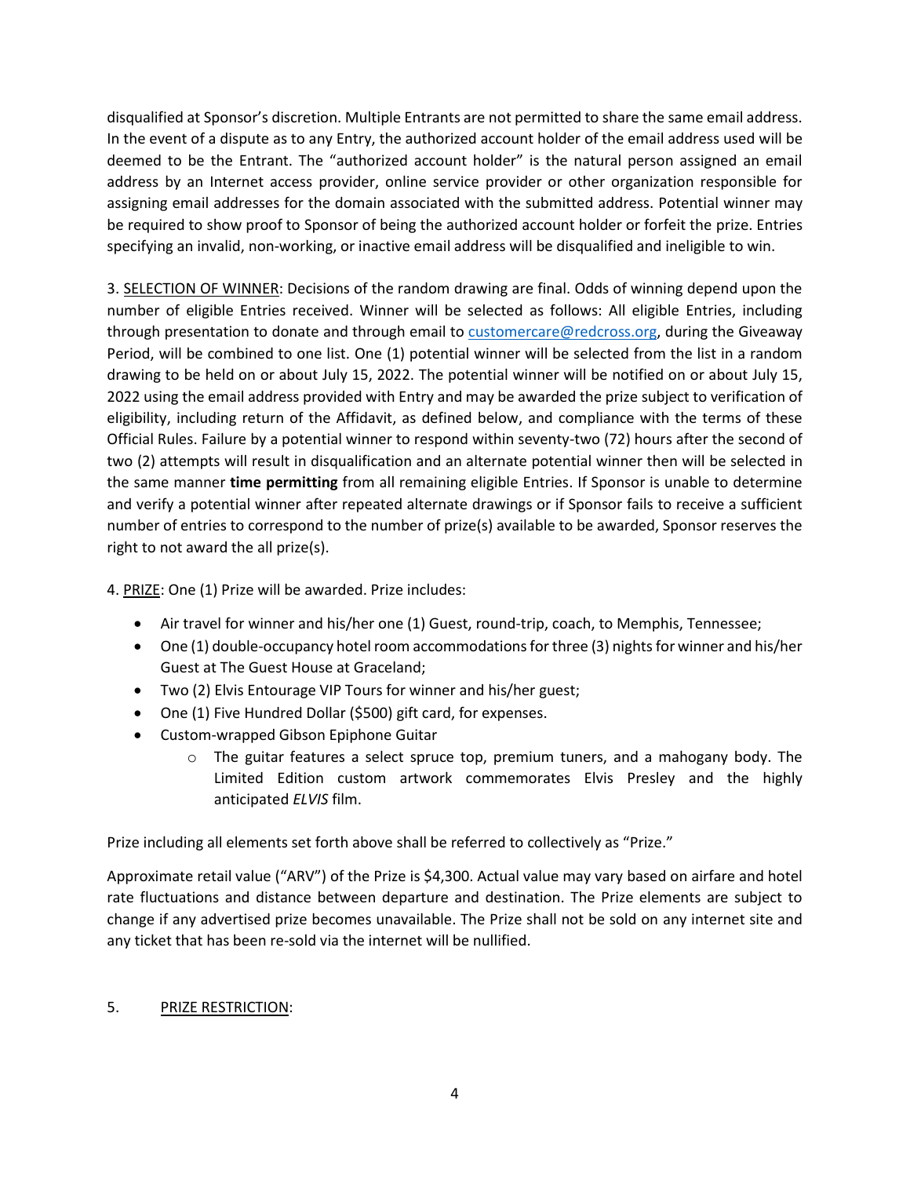disqualified at Sponsor's discretion. Multiple Entrants are not permitted to share the same email address. In the event of a dispute as to any Entry, the authorized account holder of the email address used will be deemed to be the Entrant. The "authorized account holder" is the natural person assigned an email address by an Internet access provider, online service provider or other organization responsible for assigning email addresses for the domain associated with the submitted address. Potential winner may be required to show proof to Sponsor of being the authorized account holder or forfeit the prize. Entries specifying an invalid, non-working, or inactive email address will be disqualified and ineligible to win.

3. <u>SELECTION OF WINNER</u>: Decisions of the random drawing are final. Odds of winning depend upon the number of eligible Entries received. Winner will be selected as follows: All eligible Entries, including through presentation to donate and through email to [customercare@redcross.org](mailto:customercare@redcross.org), during the Giveaway Period, will be combined to one list. One (1) potential winner will be selected from the list in a random drawing to be held on or about July 15, 2022. The potential winner will be notified on or about July 15, 2022 using the email address provided with Entry and may be awarded the prize subject to verification of eligibility, including return of the Affidavit, as defined below, and compliance with the terms of these Official Rules. Failure by a potential winner to respond within seventy-two (72) hours after the second of two (2) attempts will result in disqualification and an alternate potential winner then will be selected in the same manner **time permitting** from all remaining eligible Entries. If Sponsor is unable to determine and verify a potential winner after repeated alternate drawings or if Sponsor fails to receive a sufficient number of entries to correspond to the number of prize(s) available to be awarded, Sponsor reserves the right to not award the all prize(s).

4. <u>PRIZE</u>: One (1) Prize will be awarded. Prize includes:

- Air travel for winner and his/her one (1) Guest, round-trip, coach, to Memphis, Tennessee;
- One (1) double-occupancy hotel room accommodations for three (3) nights for winner and his/her Guest at The Guest House at Graceland;
- Two (2) Elvis Entourage VIP Tours for winner and his/her guest;
- One (1) Five Hundred Dollar ($500) gift card, for expenses.
- Custom-wrapped Gibson Epiphone Guitar
  - The guitar features a select spruce top, premium tuners, and a mahogany body. The Limited Edition custom artwork commemorates Elvis Presley and the highly anticipated *ELVIS* film.

Prize including all elements set forth above shall be referred to collectively as "Prize."

Approximate retail value ("ARV") of the Prize is $4,300. Actual value may vary based on airfare and hotel rate fluctuations and distance between departure and destination. The Prize elements are subject to change if any advertised prize becomes unavailable. The Prize shall not be sold on any internet site and any ticket that has been re-sold via the internet will be nullified.

5. <u>PRIZE RESTRICTION</u>: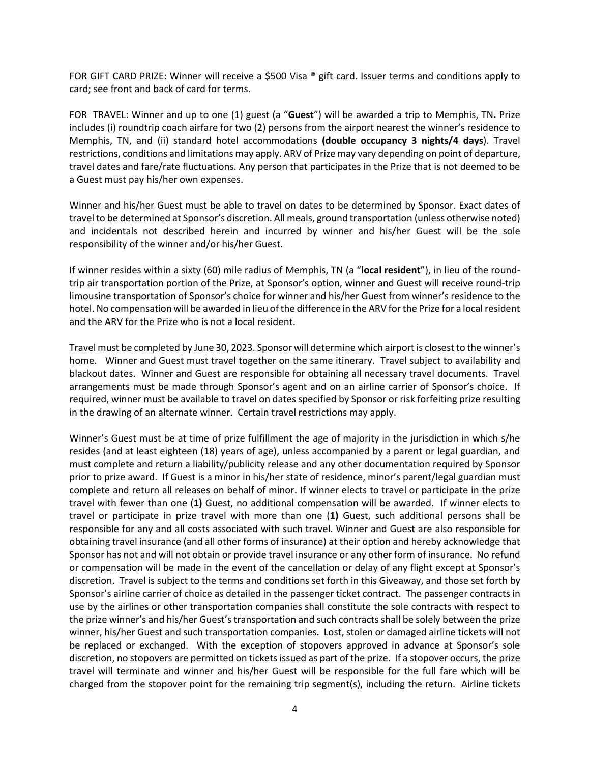FOR GIFT CARD PRIZE: Winner will receive a $500 Visa ® gift card. Issuer terms and conditions apply to card; see front and back of card for terms.

FOR TRAVEL: Winner and up to one (1) guest (a "**Guest**") will be awarded a trip to Memphis, TN**.** Prize includes (i) roundtrip coach airfare for two (2) persons from the airport nearest the winner's residence to Memphis, TN, and (ii) standard hotel accommodations **(double occupancy 3 nights/4 days**). Travel restrictions, conditions and limitations may apply. ARV of Prize may vary depending on point of departure, travel dates and fare/rate fluctuations. Any person that participates in the Prize that is not deemed to be a Guest must pay his/her own expenses.

Winner and his/her Guest must be able to travel on dates to be determined by Sponsor. Exact dates of travel to be determined at Sponsor's discretion. All meals, ground transportation (unless otherwise noted) and incidentals not described herein and incurred by winner and his/her Guest will be the sole responsibility of the winner and/or his/her Guest.

If winner resides within a sixty (60) mile radius of Memphis, TN (a "**local resident**"), in lieu of the round-trip air transportation portion of the Prize, at Sponsor's option, winner and Guest will receive round-trip limousine transportation of Sponsor's choice for winner and his/her Guest from winner's residence to the hotel. No compensation will be awarded in lieu of the difference in the ARV for the Prize for a local resident and the ARV for the Prize who is not a local resident.

Travel must be completed by June 30, 2023. Sponsor will determine which airport is closest to the winner's home. Winner and Guest must travel together on the same itinerary. Travel subject to availability and blackout dates. Winner and Guest are responsible for obtaining all necessary travel documents. Travel arrangements must be made through Sponsor's agent and on an airline carrier of Sponsor's choice. If required, winner must be available to travel on dates specified by Sponsor or risk forfeiting prize resulting in the drawing of an alternate winner. Certain travel restrictions may apply.

Winner's Guest must be at time of prize fulfillment the age of majority in the jurisdiction in which s/he resides (and at least eighteen (18) years of age), unless accompanied by a parent or legal guardian, and must complete and return a liability/publicity release and any other documentation required by Sponsor prior to prize award. If Guest is a minor in his/her state of residence, minor's parent/legal guardian must complete and return all releases on behalf of minor. If winner elects to travel or participate in the prize travel with fewer than one (**1)** Guest, no additional compensation will be awarded. If winner elects to travel or participate in prize travel with more than one (**1)** Guest, such additional persons shall be responsible for any and all costs associated with such travel. Winner and Guest are also responsible for obtaining travel insurance (and all other forms of insurance) at their option and hereby acknowledge that Sponsor has not and will not obtain or provide travel insurance or any other form of insurance. No refund or compensation will be made in the event of the cancellation or delay of any flight except at Sponsor's discretion. Travel is subject to the terms and conditions set forth in this Giveaway, and those set forth by Sponsor's airline carrier of choice as detailed in the passenger ticket contract. The passenger contracts in use by the airlines or other transportation companies shall constitute the sole contracts with respect to the prize winner's and his/her Guest's transportation and such contracts shall be solely between the prize winner, his/her Guest and such transportation companies. Lost, stolen or damaged airline tickets will not be replaced or exchanged. With the exception of stopovers approved in advance at Sponsor's sole discretion, no stopovers are permitted on tickets issued as part of the prize. If a stopover occurs, the prize travel will terminate and winner and his/her Guest will be responsible for the full fare which will be charged from the stopover point for the remaining trip segment(s), including the return. Airline tickets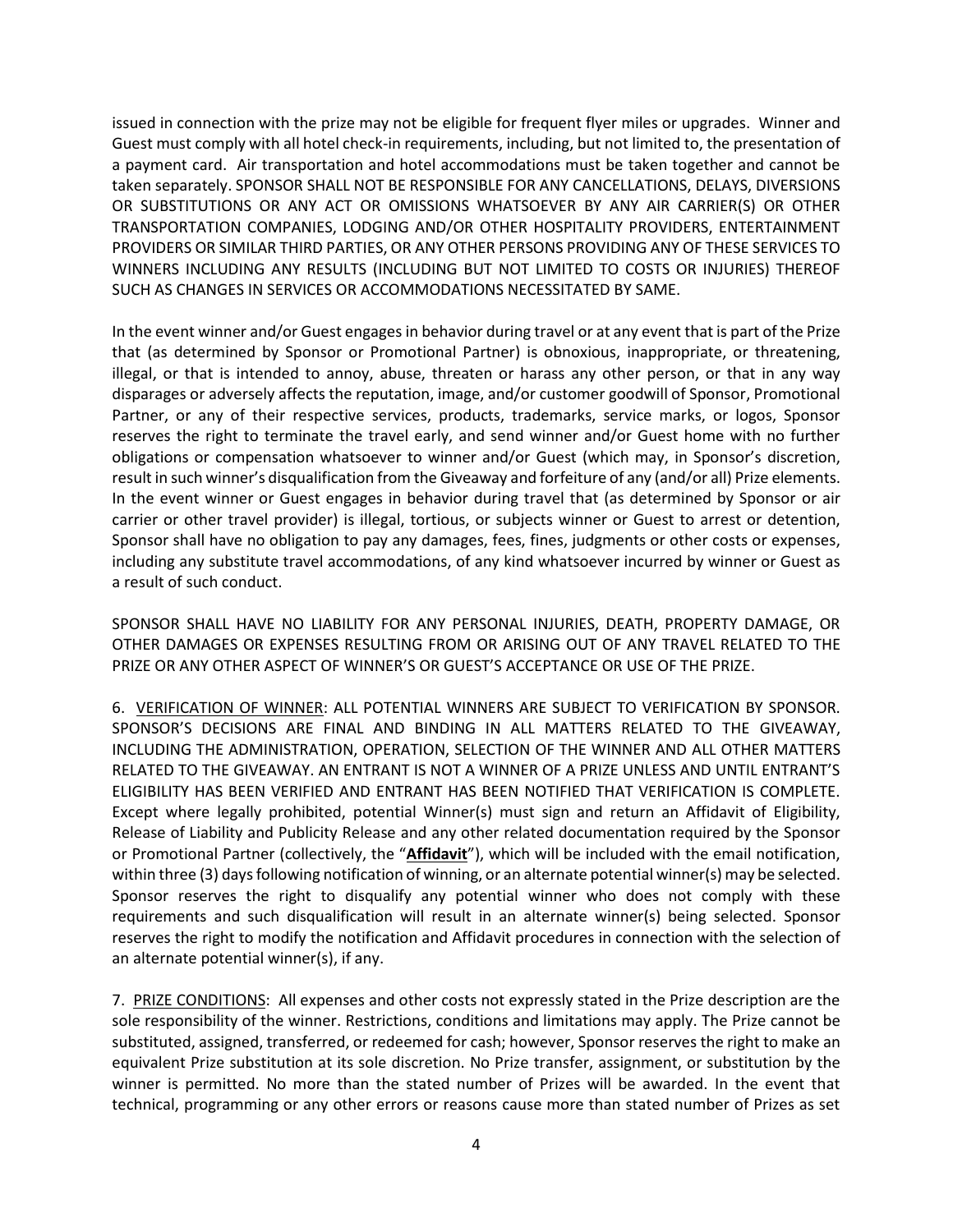issued in connection with the prize may not be eligible for frequent flyer miles or upgrades. Winner and Guest must comply with all hotel check-in requirements, including, but not limited to, the presentation of a payment card. Air transportation and hotel accommodations must be taken together and cannot be taken separately. SPONSOR SHALL NOT BE RESPONSIBLE FOR ANY CANCELLATIONS, DELAYS, DIVERSIONS OR SUBSTITUTIONS OR ANY ACT OR OMISSIONS WHATSOEVER BY ANY AIR CARRIER(S) OR OTHER TRANSPORTATION COMPANIES, LODGING AND/OR OTHER HOSPITALITY PROVIDERS, ENTERTAINMENT PROVIDERS OR SIMILAR THIRD PARTIES, OR ANY OTHER PERSONS PROVIDING ANY OF THESE SERVICES TO WINNERS INCLUDING ANY RESULTS (INCLUDING BUT NOT LIMITED TO COSTS OR INJURIES) THEREOF SUCH AS CHANGES IN SERVICES OR ACCOMMODATIONS NECESSITATED BY SAME.

In the event winner and/or Guest engages in behavior during travel or at any event that is part of the Prize that (as determined by Sponsor or Promotional Partner) is obnoxious, inappropriate, or threatening, illegal, or that is intended to annoy, abuse, threaten or harass any other person, or that in any way disparages or adversely affects the reputation, image, and/or customer goodwill of Sponsor, Promotional Partner, or any of their respective services, products, trademarks, service marks, or logos, Sponsor reserves the right to terminate the travel early, and send winner and/or Guest home with no further obligations or compensation whatsoever to winner and/or Guest (which may, in Sponsor's discretion, result in such winner's disqualification from the Giveaway and forfeiture of any (and/or all) Prize elements. In the event winner or Guest engages in behavior during travel that (as determined by Sponsor or air carrier or other travel provider) is illegal, tortious, or subjects winner or Guest to arrest or detention, Sponsor shall have no obligation to pay any damages, fees, fines, judgments or other costs or expenses, including any substitute travel accommodations, of any kind whatsoever incurred by winner or Guest as a result of such conduct.

SPONSOR SHALL HAVE NO LIABILITY FOR ANY PERSONAL INJURIES, DEATH, PROPERTY DAMAGE, OR OTHER DAMAGES OR EXPENSES RESULTING FROM OR ARISING OUT OF ANY TRAVEL RELATED TO THE PRIZE OR ANY OTHER ASPECT OF WINNER'S OR GUEST'S ACCEPTANCE OR USE OF THE PRIZE.

6. VERIFICATION OF WINNER: ALL POTENTIAL WINNERS ARE SUBJECT TO VERIFICATION BY SPONSOR. SPONSOR'S DECISIONS ARE FINAL AND BINDING IN ALL MATTERS RELATED TO THE GIVEAWAY, INCLUDING THE ADMINISTRATION, OPERATION, SELECTION OF THE WINNER AND ALL OTHER MATTERS RELATED TO THE GIVEAWAY. AN ENTRANT IS NOT A WINNER OF A PRIZE UNLESS AND UNTIL ENTRANT'S ELIGIBILITY HAS BEEN VERIFIED AND ENTRANT HAS BEEN NOTIFIED THAT VERIFICATION IS COMPLETE. Except where legally prohibited, potential Winner(s) must sign and return an Affidavit of Eligibility, Release of Liability and Publicity Release and any other related documentation required by the Sponsor or Promotional Partner (collectively, the "**Affidavit**"), which will be included with the email notification, within three (3) days following notification of winning, or an alternate potential winner(s) may be selected. Sponsor reserves the right to disqualify any potential winner who does not comply with these requirements and such disqualification will result in an alternate winner(s) being selected. Sponsor reserves the right to modify the notification and Affidavit procedures in connection with the selection of an alternate potential winner(s), if any.

7. PRIZE CONDITIONS: All expenses and other costs not expressly stated in the Prize description are the sole responsibility of the winner. Restrictions, conditions and limitations may apply. The Prize cannot be substituted, assigned, transferred, or redeemed for cash; however, Sponsor reserves the right to make an equivalent Prize substitution at its sole discretion. No Prize transfer, assignment, or substitution by the winner is permitted. No more than the stated number of Prizes will be awarded. In the event that technical, programming or any other errors or reasons cause more than stated number of Prizes as set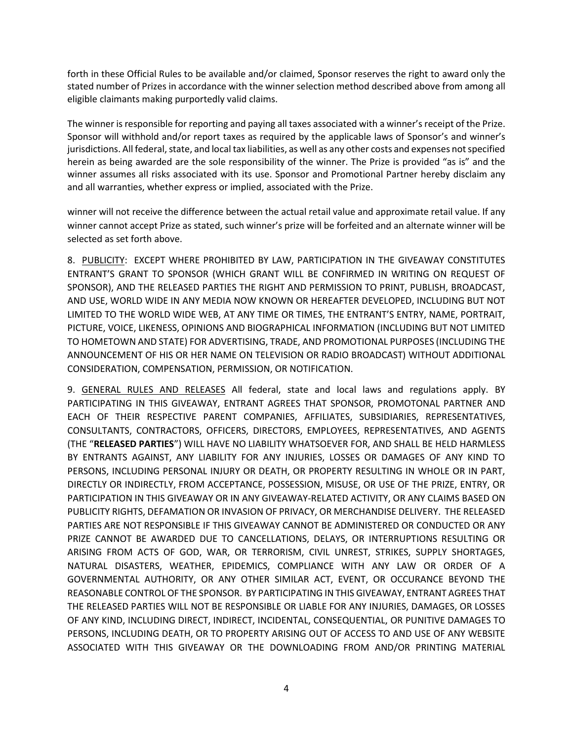forth in these Official Rules to be available and/or claimed, Sponsor reserves the right to award only the stated number of Prizes in accordance with the winner selection method described above from among all eligible claimants making purportedly valid claims.

The winner is responsible for reporting and paying all taxes associated with a winner's receipt of the Prize. Sponsor will withhold and/or report taxes as required by the applicable laws of Sponsor's and winner's jurisdictions. All federal, state, and local tax liabilities, as well as any other costs and expenses not specified herein as being awarded are the sole responsibility of the winner. The Prize is provided "as is" and the winner assumes all risks associated with its use. Sponsor and Promotional Partner hereby disclaim any and all warranties, whether express or implied, associated with the Prize.

winner will not receive the difference between the actual retail value and approximate retail value. If any winner cannot accept Prize as stated, such winner's prize will be forfeited and an alternate winner will be selected as set forth above.

8. PUBLICITY: EXCEPT WHERE PROHIBITED BY LAW, PARTICIPATION IN THE GIVEAWAY CONSTITUTES ENTRANT'S GRANT TO SPONSOR (WHICH GRANT WILL BE CONFIRMED IN WRITING ON REQUEST OF SPONSOR), AND THE RELEASED PARTIES THE RIGHT AND PERMISSION TO PRINT, PUBLISH, BROADCAST, AND USE, WORLD WIDE IN ANY MEDIA NOW KNOWN OR HEREAFTER DEVELOPED, INCLUDING BUT NOT LIMITED TO THE WORLD WIDE WEB, AT ANY TIME OR TIMES, THE ENTRANT'S ENTRY, NAME, PORTRAIT, PICTURE, VOICE, LIKENESS, OPINIONS AND BIOGRAPHICAL INFORMATION (INCLUDING BUT NOT LIMITED TO HOMETOWN AND STATE) FOR ADVERTISING, TRADE, AND PROMOTIONAL PURPOSES (INCLUDING THE ANNOUNCEMENT OF HIS OR HER NAME ON TELEVISION OR RADIO BROADCAST) WITHOUT ADDITIONAL CONSIDERATION, COMPENSATION, PERMISSION, OR NOTIFICATION.

9. GENERAL RULES AND RELEASES All federal, state and local laws and regulations apply. BY PARTICIPATING IN THIS GIVEAWAY, ENTRANT AGREES THAT SPONSOR, PROMOTONAL PARTNER AND EACH OF THEIR RESPECTIVE PARENT COMPANIES, AFFILIATES, SUBSIDIARIES, REPRESENTATIVES, CONSULTANTS, CONTRACTORS, OFFICERS, DIRECTORS, EMPLOYEES, REPRESENTATIVES, AND AGENTS (THE "**RELEASED PARTIES**") WILL HAVE NO LIABILITY WHATSOEVER FOR, AND SHALL BE HELD HARMLESS BY ENTRANTS AGAINST, ANY LIABILITY FOR ANY INJURIES, LOSSES OR DAMAGES OF ANY KIND TO PERSONS, INCLUDING PERSONAL INJURY OR DEATH, OR PROPERTY RESULTING IN WHOLE OR IN PART, DIRECTLY OR INDIRECTLY, FROM ACCEPTANCE, POSSESSION, MISUSE, OR USE OF THE PRIZE, ENTRY, OR PARTICIPATION IN THIS GIVEAWAY OR IN ANY GIVEAWAY-RELATED ACTIVITY, OR ANY CLAIMS BASED ON PUBLICITY RIGHTS, DEFAMATION OR INVASION OF PRIVACY, OR MERCHANDISE DELIVERY. THE RELEASED PARTIES ARE NOT RESPONSIBLE IF THIS GIVEAWAY CANNOT BE ADMINISTERED OR CONDUCTED OR ANY PRIZE CANNOT BE AWARDED DUE TO CANCELLATIONS, DELAYS, OR INTERRUPTIONS RESULTING OR ARISING FROM ACTS OF GOD, WAR, OR TERRORISM, CIVIL UNREST, STRIKES, SUPPLY SHORTAGES, NATURAL DISASTERS, WEATHER, EPIDEMICS, COMPLIANCE WITH ANY LAW OR ORDER OF A GOVERNMENTAL AUTHORITY, OR ANY OTHER SIMILAR ACT, EVENT, OR OCCURANCE BEYOND THE REASONABLE CONTROL OF THE SPONSOR. BY PARTICIPATING IN THIS GIVEAWAY, ENTRANT AGREES THAT THE RELEASED PARTIES WILL NOT BE RESPONSIBLE OR LIABLE FOR ANY INJURIES, DAMAGES, OR LOSSES OF ANY KIND, INCLUDING DIRECT, INDIRECT, INCIDENTAL, CONSEQUENTIAL, OR PUNITIVE DAMAGES TO PERSONS, INCLUDING DEATH, OR TO PROPERTY ARISING OUT OF ACCESS TO AND USE OF ANY WEBSITE ASSOCIATED WITH THIS GIVEAWAY OR THE DOWNLOADING FROM AND/OR PRINTING MATERIAL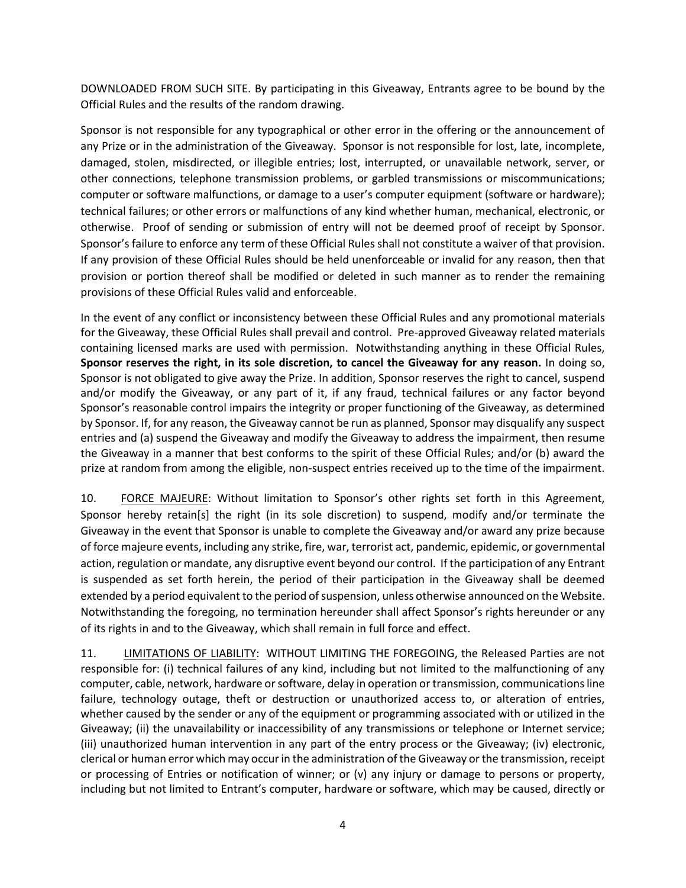DOWNLOADED FROM SUCH SITE. By participating in this Giveaway, Entrants agree to be bound by the Official Rules and the results of the random drawing.

Sponsor is not responsible for any typographical or other error in the offering or the announcement of any Prize or in the administration of the Giveaway. Sponsor is not responsible for lost, late, incomplete, damaged, stolen, misdirected, or illegible entries; lost, interrupted, or unavailable network, server, or other connections, telephone transmission problems, or garbled transmissions or miscommunications; computer or software malfunctions, or damage to a user's computer equipment (software or hardware); technical failures; or other errors or malfunctions of any kind whether human, mechanical, electronic, or otherwise. Proof of sending or submission of entry will not be deemed proof of receipt by Sponsor. Sponsor's failure to enforce any term of these Official Rules shall not constitute a waiver of that provision. If any provision of these Official Rules should be held unenforceable or invalid for any reason, then that provision or portion thereof shall be modified or deleted in such manner as to render the remaining provisions of these Official Rules valid and enforceable.

In the event of any conflict or inconsistency between these Official Rules and any promotional materials for the Giveaway, these Official Rules shall prevail and control. Pre-approved Giveaway related materials containing licensed marks are used with permission. Notwithstanding anything in these Official Rules, **Sponsor reserves the right, in its sole discretion, to cancel the Giveaway for any reason.** In doing so, Sponsor is not obligated to give away the Prize. In addition, Sponsor reserves the right to cancel, suspend and/or modify the Giveaway, or any part of it, if any fraud, technical failures or any factor beyond Sponsor's reasonable control impairs the integrity or proper functioning of the Giveaway, as determined by Sponsor. If, for any reason, the Giveaway cannot be run as planned, Sponsor may disqualify any suspect entries and (a) suspend the Giveaway and modify the Giveaway to address the impairment, then resume the Giveaway in a manner that best conforms to the spirit of these Official Rules; and/or (b) award the prize at random from among the eligible, non-suspect entries received up to the time of the impairment.

10. FORCE MAJEURE: Without limitation to Sponsor's other rights set forth in this Agreement, Sponsor hereby retain[s] the right (in its sole discretion) to suspend, modify and/or terminate the Giveaway in the event that Sponsor is unable to complete the Giveaway and/or award any prize because of force majeure events, including any strike, fire, war, terrorist act, pandemic, epidemic, or governmental action, regulation or mandate, any disruptive event beyond our control. If the participation of any Entrant is suspended as set forth herein, the period of their participation in the Giveaway shall be deemed extended by a period equivalent to the period of suspension, unless otherwise announced on the Website. Notwithstanding the foregoing, no termination hereunder shall affect Sponsor's rights hereunder or any of its rights in and to the Giveaway, which shall remain in full force and effect.

11. LIMITATIONS OF LIABILITY: WITHOUT LIMITING THE FOREGOING, the Released Parties are not responsible for: (i) technical failures of any kind, including but not limited to the malfunctioning of any computer, cable, network, hardware or software, delay in operation or transmission, communications line failure, technology outage, theft or destruction or unauthorized access to, or alteration of entries, whether caused by the sender or any of the equipment or programming associated with or utilized in the Giveaway; (ii) the unavailability or inaccessibility of any transmissions or telephone or Internet service; (iii) unauthorized human intervention in any part of the entry process or the Giveaway; (iv) electronic, clerical or human error which may occur in the administration of the Giveaway or the transmission, receipt or processing of Entries or notification of winner; or (v) any injury or damage to persons or property, including but not limited to Entrant's computer, hardware or software, which may be caused, directly or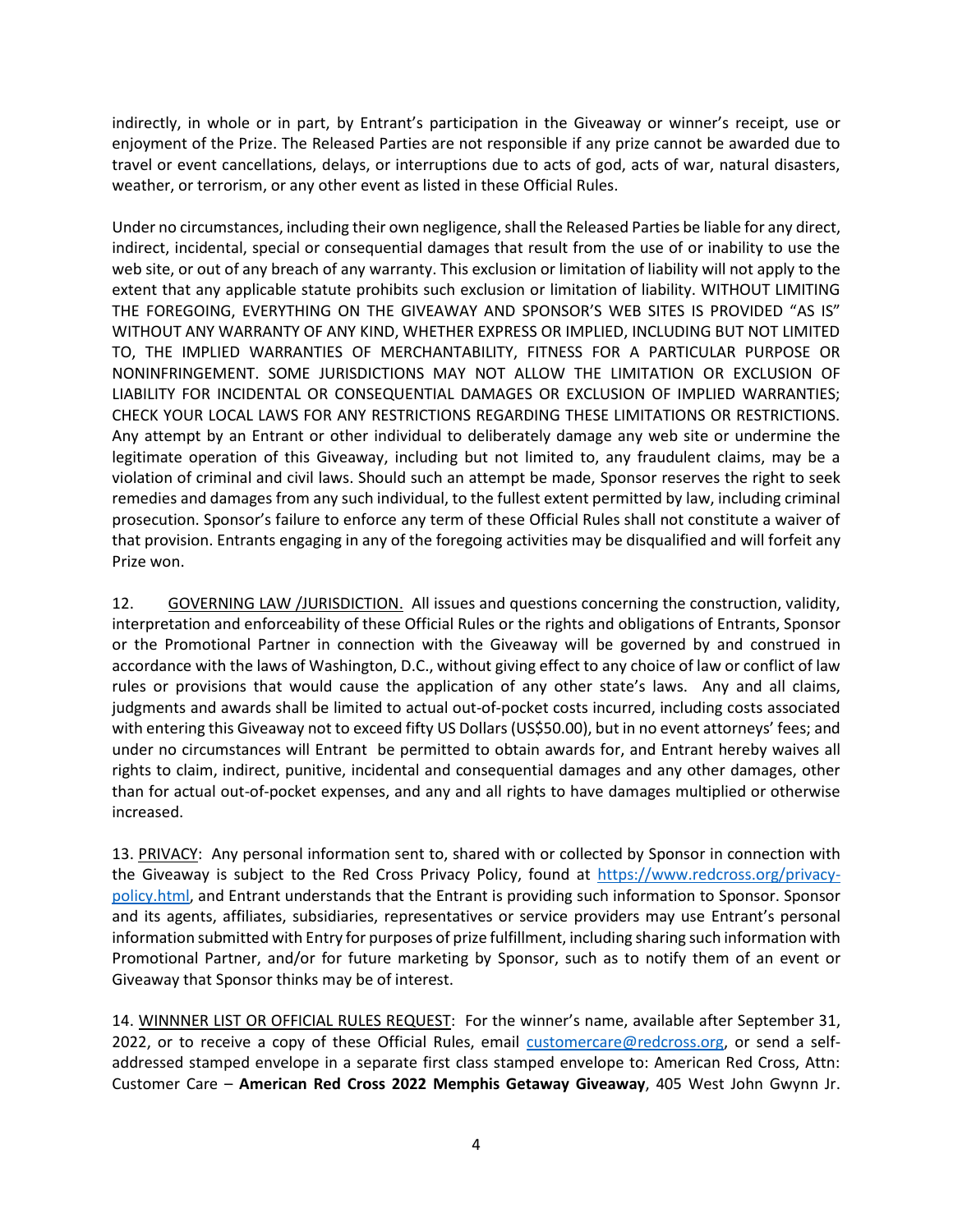indirectly, in whole or in part, by Entrant's participation in the Giveaway or winner's receipt, use or enjoyment of the Prize. The Released Parties are not responsible if any prize cannot be awarded due to travel or event cancellations, delays, or interruptions due to acts of god, acts of war, natural disasters, weather, or terrorism, or any other event as listed in these Official Rules.

Under no circumstances, including their own negligence, shall the Released Parties be liable for any direct, indirect, incidental, special or consequential damages that result from the use of or inability to use the web site, or out of any breach of any warranty. This exclusion or limitation of liability will not apply to the extent that any applicable statute prohibits such exclusion or limitation of liability. WITHOUT LIMITING THE FOREGOING, EVERYTHING ON THE GIVEAWAY AND SPONSOR'S WEB SITES IS PROVIDED "AS IS" WITHOUT ANY WARRANTY OF ANY KIND, WHETHER EXPRESS OR IMPLIED, INCLUDING BUT NOT LIMITED TO, THE IMPLIED WARRANTIES OF MERCHANTABILITY, FITNESS FOR A PARTICULAR PURPOSE OR NONINFRINGEMENT. SOME JURISDICTIONS MAY NOT ALLOW THE LIMITATION OR EXCLUSION OF LIABILITY FOR INCIDENTAL OR CONSEQUENTIAL DAMAGES OR EXCLUSION OF IMPLIED WARRANTIES; CHECK YOUR LOCAL LAWS FOR ANY RESTRICTIONS REGARDING THESE LIMITATIONS OR RESTRICTIONS. Any attempt by an Entrant or other individual to deliberately damage any web site or undermine the legitimate operation of this Giveaway, including but not limited to, any fraudulent claims, may be a violation of criminal and civil laws. Should such an attempt be made, Sponsor reserves the right to seek remedies and damages from any such individual, to the fullest extent permitted by law, including criminal prosecution. Sponsor's failure to enforce any term of these Official Rules shall not constitute a waiver of that provision. Entrants engaging in any of the foregoing activities may be disqualified and will forfeit any Prize won.

12. GOVERNING LAW /JURISDICTION. All issues and questions concerning the construction, validity, interpretation and enforceability of these Official Rules or the rights and obligations of Entrants, Sponsor or the Promotional Partner in connection with the Giveaway will be governed by and construed in accordance with the laws of Washington, D.C., without giving effect to any choice of law or conflict of law rules or provisions that would cause the application of any other state's laws. Any and all claims, judgments and awards shall be limited to actual out-of-pocket costs incurred, including costs associated with entering this Giveaway not to exceed fifty US Dollars (US$50.00), but in no event attorneys' fees; and under no circumstances will Entrant be permitted to obtain awards for, and Entrant hereby waives all rights to claim, indirect, punitive, incidental and consequential damages and any other damages, other than for actual out-of-pocket expenses, and any and all rights to have damages multiplied or otherwise increased.

13. PRIVACY: Any personal information sent to, shared with or collected by Sponsor in connection with the Giveaway is subject to the Red Cross Privacy Policy, found at [https://www.redcross.org/privacy-policy.html](https://www.redcross.org/privacy-policy.html), and Entrant understands that the Entrant is providing such information to Sponsor. Sponsor and its agents, affiliates, subsidiaries, representatives or service providers may use Entrant's personal information submitted with Entry for purposes of prize fulfillment, including sharing such information with Promotional Partner, and/or for future marketing by Sponsor, such as to notify them of an event or Giveaway that Sponsor thinks may be of interest.

14. WINNNER LIST OR OFFICIAL RULES REQUEST: For the winner's name, available after September 31, 2022, or to receive a copy of these Official Rules, email [customercare@redcross.org](mailto:customercare@redcross.org), or send a self-addressed stamped envelope in a separate first class stamped envelope to: American Red Cross, Attn: Customer Care – **American Red Cross 2022 Memphis Getaway Giveaway**, 405 West John Gwynn Jr.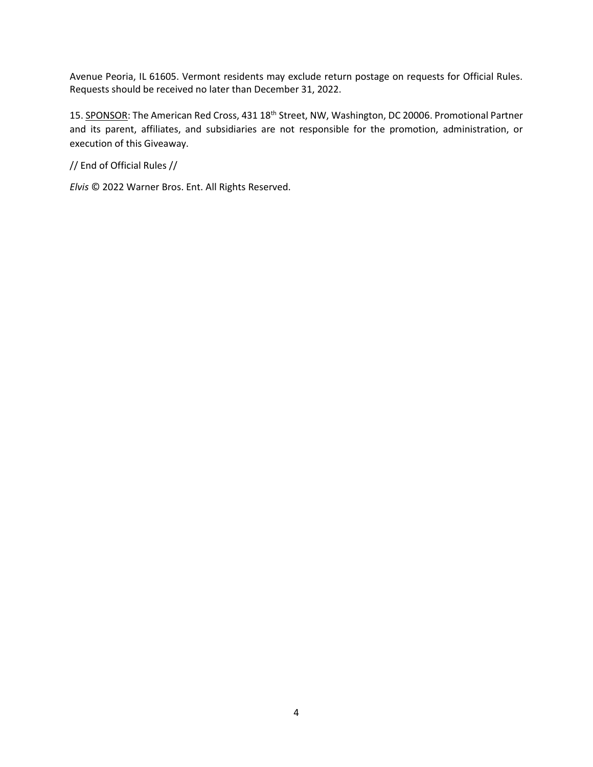Avenue Peoria, IL 61605. Vermont residents may exclude return postage on requests for Official Rules. Requests should be received no later than December 31, 2022.

15. SPONSOR: The American Red Cross, 431 18th Street, NW, Washington, DC 20006. Promotional Partner and its parent, affiliates, and subsidiaries are not responsible for the promotion, administration, or execution of this Giveaway.

// End of Official Rules //

*Elvis* © 2022 Warner Bros. Ent. All Rights Reserved.